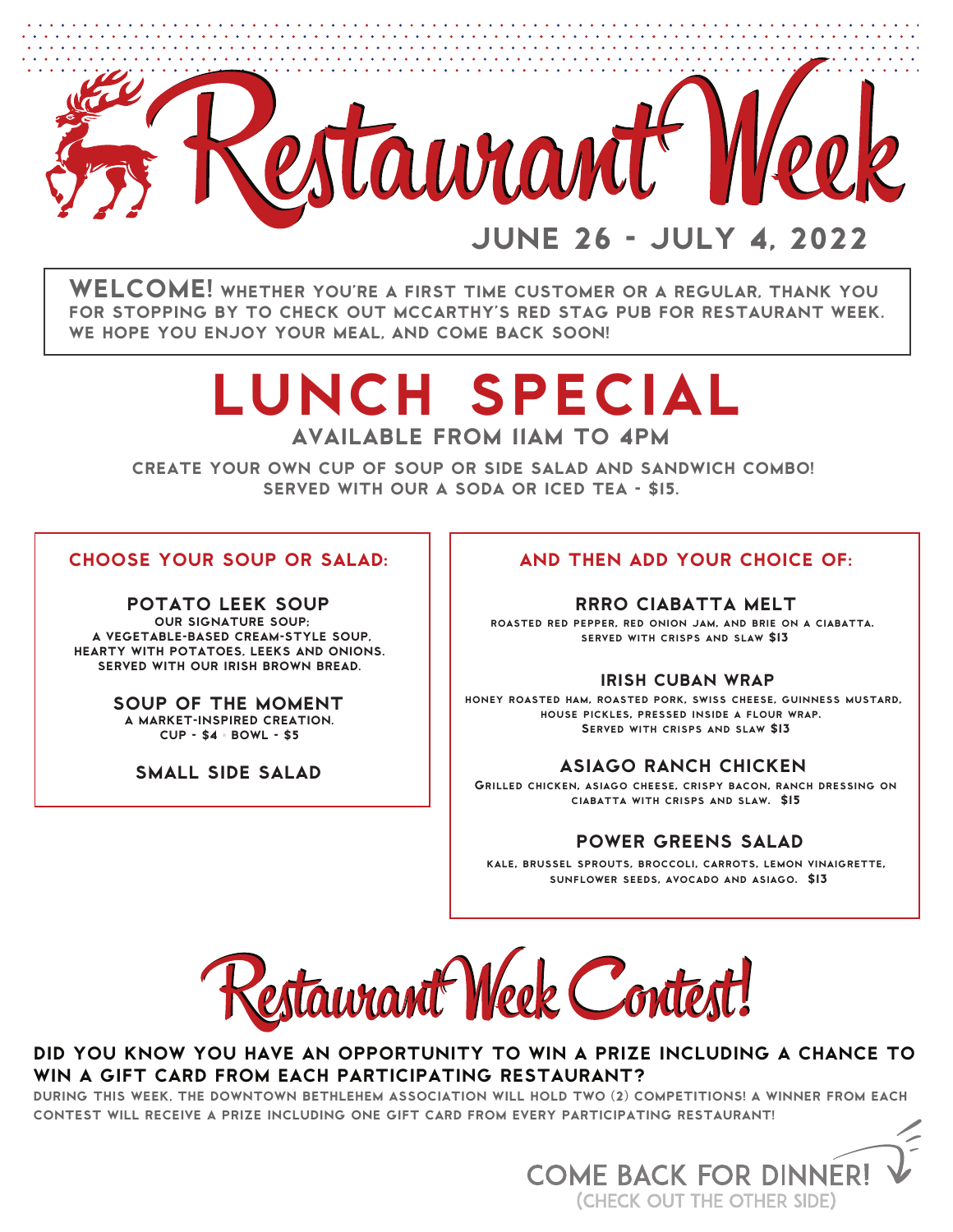# Restaurant Week

## JUNE 26 - JULY 4, 2022

**WELCOME!** WHETHER YOU'RE A FIRST TIME CUSTOMER OR A REGULAR, THANK YOU FOR STOPPING BY TO CHECK OUT MCCARTHY'S RED STAG PUB FOR RESTAURANT WEEK. WE HOPE YOU ENJOY YOUR MEAL, AND COME BACK SOON!

# LUNCH SPECIAL

## AVAILABLE FROM 11AM TO 4PM

CREATE YOUR OWN CUP OF SOUP OR SIDE SALAD AND SANDWICH COMBO!
SERVED WITH OUR A SODA OR ICED TEA - $15.

### CHOOSE YOUR SOUP OR SALAD:

**POTATO LEEK SOUP**
OUR SIGNATURE SOUP;
A VEGETABLE-BASED CREAM-STYLE SOUP, HEARTY WITH POTATOES, LEEKS AND ONIONS.
SERVED WITH OUR IRISH BROWN BREAD.

**SOUP OF THE MOMENT**
A MARKET-INSPIRED CREATION.
CUP - $4 · BOWL - $5

**SMALL SIDE SALAD**

### AND THEN ADD YOUR CHOICE OF:

**RRRO CIABATTA MELT**
ROASTED RED PEPPER, RED ONION JAM, AND BRIE ON A CIABATTA.
SERVED WITH CRISPS AND SLAW $13

**IRISH CUBAN WRAP**
HONEY ROASTED HAM, ROASTED PORK, SWISS CHEESE, GUINNESS MUSTARD, HOUSE PICKLES, PRESSED INSIDE A FLOUR WRAP.
SERVED WITH CRISPS AND SLAW $13

**ASIAGO RANCH CHICKEN**
GRILLED CHICKEN, ASIAGO CHEESE, CRISPY BACON, RANCH DRESSING ON CIABATTA WITH CRISPS AND SLAW. $15

**POWER GREENS SALAD**
KALE, BRUSSEL SPROUTS, BROCCOLI, CARROTS, LEMON VINAIGRETTE, SUNFLOWER SEEDS, AVOCADO AND ASIAGO. $13

# Restaurant Week Contest!

**DID YOU KNOW YOU HAVE AN OPPORTUNITY TO WIN A PRIZE INCLUDING A CHANCE TO WIN A GIFT CARD FROM EACH PARTICIPATING RESTAURANT?**

DURING THIS WEEK, THE DOWNTOWN BETHLEHEM ASSOCIATION WILL HOLD TWO (2) COMPETITIONS! A WINNER FROM EACH CONTEST WILL RECEIVE A PRIZE INCLUDING ONE GIFT CARD FROM EVERY PARTICIPATING RESTAURANT!

COME BACK FOR DINNER!
(CHECK OUT THE OTHER SIDE)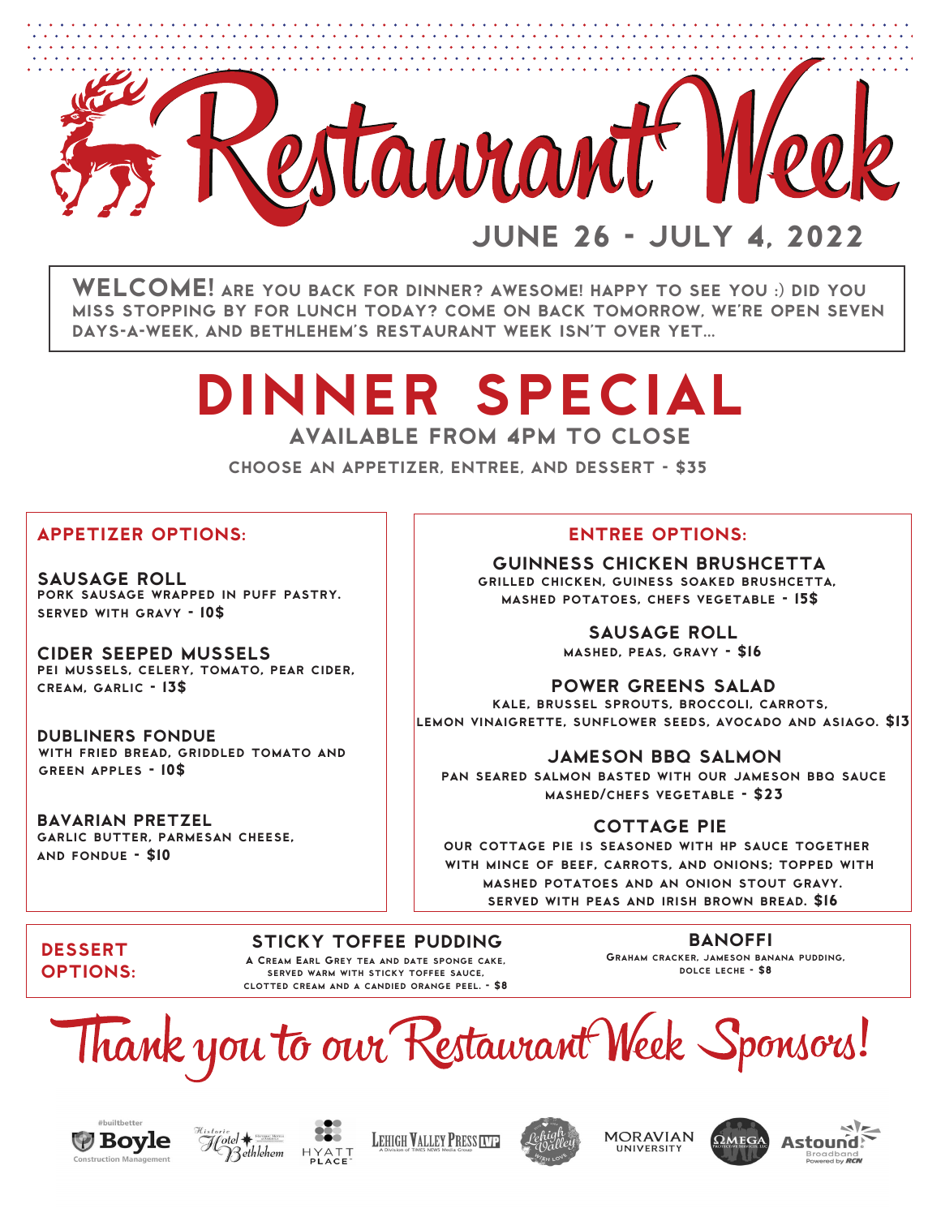# Restaurant Week

**JUNE 26 - JULY 4, 2022**

**WELCOME!** ARE YOU BACK FOR DINNER? AWESOME! HAPPY TO SEE YOU :) DID YOU MISS STOPPING BY FOR LUNCH TODAY? COME ON BACK TOMORROW, WE'RE OPEN SEVEN DAYS-A-WEEK, AND BETHLEHEM'S RESTAURANT WEEK ISN'T OVER YET...

## DINNER SPECIAL

### AVAILABLE FROM 4PM TO CLOSE

CHOOSE AN APPETIZER, ENTREE, AND DESSERT - $35

### APPETIZER OPTIONS:

**SAUSAGE ROLL**
PORK SAUSAGE WRAPPED IN PUFF PASTRY. SERVED WITH GRAVY - 10$

**CIDER SEEPED MUSSELS**
PEI MUSSELS, CELERY, TOMATO, PEAR CIDER, CREAM, GARLIC - 13$

**DUBLINERS FONDUE**
WITH FRIED BREAD, GRIDDLED TOMATO AND GREEN APPLES - 10$

**BAVARIAN PRETZEL**
GARLIC BUTTER, PARMESAN CHEESE, AND FONDUE - $10

### ENTREE OPTIONS:

**GUINNESS CHICKEN BRUSHCETTA**
GRILLED CHICKEN, GUINESS SOAKED BRUSHCETTA, MASHED POTATOES, CHEFS VEGETABLE - 15$

**SAUSAGE ROLL**
MASHED, PEAS, GRAVY - $16

**POWER GREENS SALAD**
KALE, BRUSSEL SPROUTS, BROCCOLI, CARROTS, LEMON VINAIGRETTE, SUNFLOWER SEEDS, AVOCADO AND ASIAGO. $13

**JAMESON BBQ SALMON**
PAN SEARED SALMON BASTED WITH OUR JAMESON BBQ SAUCE MASHED/CHEFS VEGETABLE - $23

**COTTAGE PIE**
OUR COTTAGE PIE IS SEASONED WITH HP SAUCE TOGETHER WITH MINCE OF BEEF, CARROTS, AND ONIONS; TOPPED WITH MASHED POTATOES AND AN ONION STOUT GRAVY. SERVED WITH PEAS AND IRISH BROWN BREAD. $16

### DESSERT OPTIONS:

**STICKY TOFFEE PUDDING**
A Cream Earl Grey tea and date sponge cake, served warm with sticky toffee sauce, clotted cream and a candied orange peel. - $8

**BANOFFI**
Graham cracker, Jameson banana pudding, dolce leche - $8

## Thank you to our Restaurant Week Sponsors!

#builtbetter Boyle Construction Management · Historic Hotel Bethlehem · Hyatt Place · Lehigh Valley Press LVP (A Division of Times News Media Group) · Lehigh Valley with Love · Moravian University · Omega Protective Services, LLC · Astound Broadband Powered by RCN